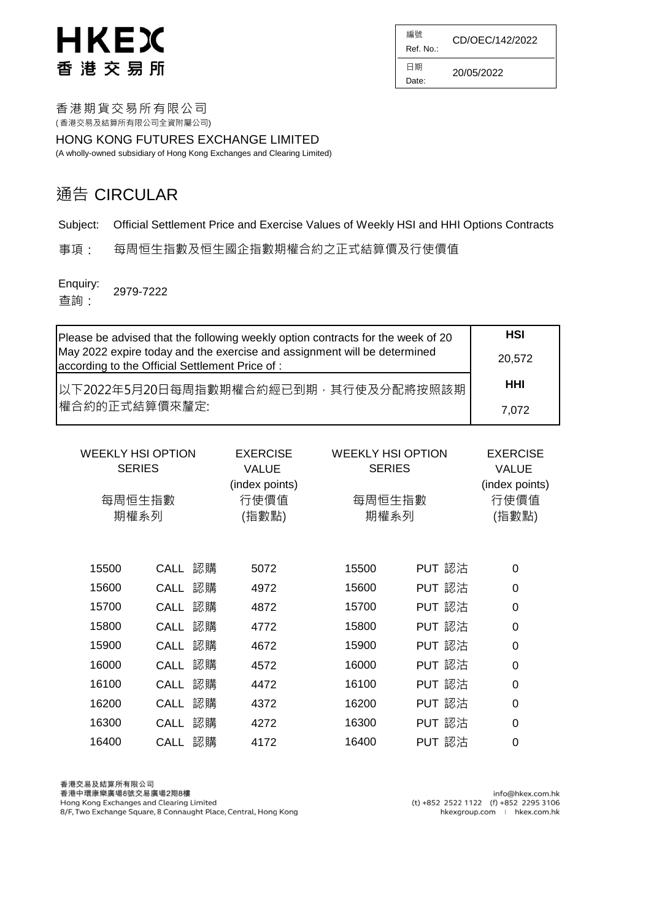HKEX
香 港 交 易 所

| 編號 Ref. No.: | CD/OEC/142/2022 |
|---|---|
| 日期 Date: | 20/05/2022 |

香港期貨交易所有限公司
(香港交易及結算所有限公司全資附屬公司)

HONG KONG FUTURES EXCHANGE LIMITED
(A wholly-owned subsidiary of Hong Kong Exchanges and Clearing Limited)

# 通告 CIRCULAR

Subject: Official Settlement Price and Exercise Values of Weekly HSI and HHI Options Contracts

事項： 每周恒生指數及恒生國企指數期權合約之正式結算價及行使價值

Enquiry: 查詢： 2979-7222

| | |
|---|---|
| Please be advised that the following weekly option contracts for the week of 20 May 2022 expire today and the exercise and assignment will be determined according to the Official Settlement Price of : | **HSI** 20,572 |
| 以下2022年5月20日每周指數期權合約經已到期，其行使及分配將按照該期權合約的正式結算價來釐定: | **HHI** 7,072 |

| WEEKLY HSI OPTION SERIES 每周恒生指數期權系列 | | EXERCISE VALUE (index points) 行使價值 (指數點) | WEEKLY HSI OPTION SERIES 每周恒生指數期權系列 | | EXERCISE VALUE (index points) 行使價值 (指數點) |
|---|---|---|---|---|---|
| 15500 | CALL 認購 | 5072 | 15500 | PUT 認沽 | 0 |
| 15600 | CALL 認購 | 4972 | 15600 | PUT 認沽 | 0 |
| 15700 | CALL 認購 | 4872 | 15700 | PUT 認沽 | 0 |
| 15800 | CALL 認購 | 4772 | 15800 | PUT 認沽 | 0 |
| 15900 | CALL 認購 | 4672 | 15900 | PUT 認沽 | 0 |
| 16000 | CALL 認購 | 4572 | 16000 | PUT 認沽 | 0 |
| 16100 | CALL 認購 | 4472 | 16100 | PUT 認沽 | 0 |
| 16200 | CALL 認購 | 4372 | 16200 | PUT 認沽 | 0 |
| 16300 | CALL 認購 | 4272 | 16300 | PUT 認沽 | 0 |
| 16400 | CALL 認購 | 4172 | 16400 | PUT 認沽 | 0 |

香港交易及結算所有限公司
香港中環康樂廣場8號交易廣場2期8樓
Hong Kong Exchanges and Clearing Limited
8/F, Two Exchange Square, 8 Connaught Place, Central, Hong Kong

info@hkex.com.hk
(t) +852 2522 1122 (f) +852 2295 3106
hkexgroup.com | hkex.com.hk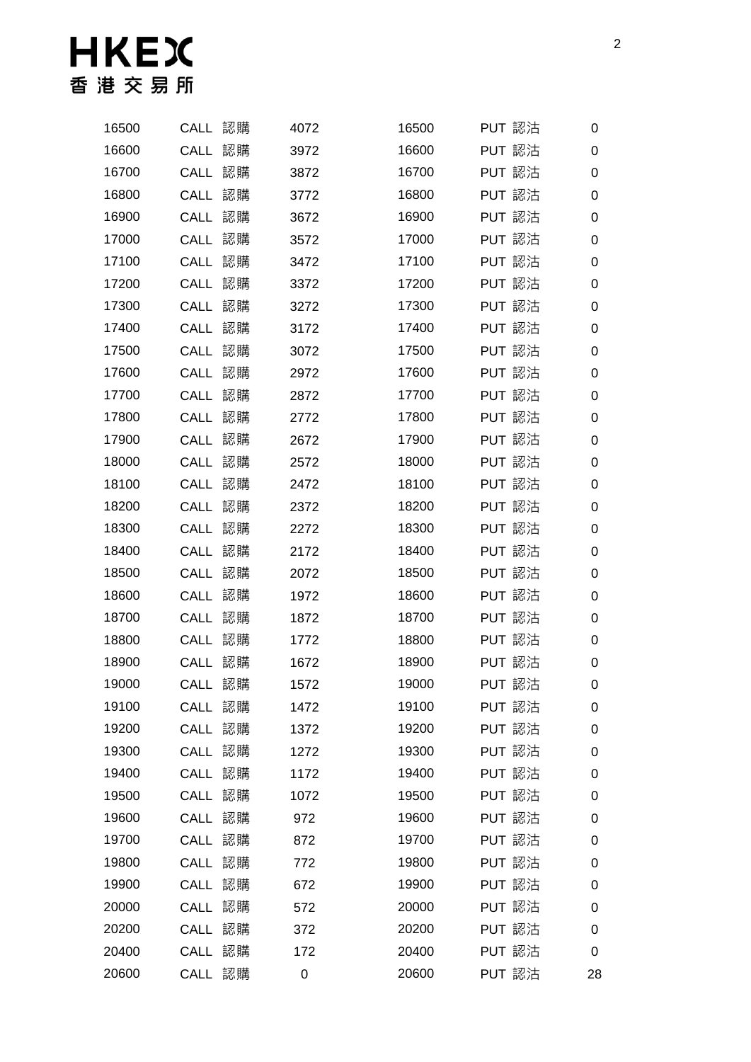| | | | | | |
|---|---|---|---|---|---|
| 16500 | CALL 認購 | 4072 | 16500 | PUT 認沽 | 0 |
| 16600 | CALL 認購 | 3972 | 16600 | PUT 認沽 | 0 |
| 16700 | CALL 認購 | 3872 | 16700 | PUT 認沽 | 0 |
| 16800 | CALL 認購 | 3772 | 16800 | PUT 認沽 | 0 |
| 16900 | CALL 認購 | 3672 | 16900 | PUT 認沽 | 0 |
| 17000 | CALL 認購 | 3572 | 17000 | PUT 認沽 | 0 |
| 17100 | CALL 認購 | 3472 | 17100 | PUT 認沽 | 0 |
| 17200 | CALL 認購 | 3372 | 17200 | PUT 認沽 | 0 |
| 17300 | CALL 認購 | 3272 | 17300 | PUT 認沽 | 0 |
| 17400 | CALL 認購 | 3172 | 17400 | PUT 認沽 | 0 |
| 17500 | CALL 認購 | 3072 | 17500 | PUT 認沽 | 0 |
| 17600 | CALL 認購 | 2972 | 17600 | PUT 認沽 | 0 |
| 17700 | CALL 認購 | 2872 | 17700 | PUT 認沽 | 0 |
| 17800 | CALL 認購 | 2772 | 17800 | PUT 認沽 | 0 |
| 17900 | CALL 認購 | 2672 | 17900 | PUT 認沽 | 0 |
| 18000 | CALL 認購 | 2572 | 18000 | PUT 認沽 | 0 |
| 18100 | CALL 認購 | 2472 | 18100 | PUT 認沽 | 0 |
| 18200 | CALL 認購 | 2372 | 18200 | PUT 認沽 | 0 |
| 18300 | CALL 認購 | 2272 | 18300 | PUT 認沽 | 0 |
| 18400 | CALL 認購 | 2172 | 18400 | PUT 認沽 | 0 |
| 18500 | CALL 認購 | 2072 | 18500 | PUT 認沽 | 0 |
| 18600 | CALL 認購 | 1972 | 18600 | PUT 認沽 | 0 |
| 18700 | CALL 認購 | 1872 | 18700 | PUT 認沽 | 0 |
| 18800 | CALL 認購 | 1772 | 18800 | PUT 認沽 | 0 |
| 18900 | CALL 認購 | 1672 | 18900 | PUT 認沽 | 0 |
| 19000 | CALL 認購 | 1572 | 19000 | PUT 認沽 | 0 |
| 19100 | CALL 認購 | 1472 | 19100 | PUT 認沽 | 0 |
| 19200 | CALL 認購 | 1372 | 19200 | PUT 認沽 | 0 |
| 19300 | CALL 認購 | 1272 | 19300 | PUT 認沽 | 0 |
| 19400 | CALL 認購 | 1172 | 19400 | PUT 認沽 | 0 |
| 19500 | CALL 認購 | 1072 | 19500 | PUT 認沽 | 0 |
| 19600 | CALL 認購 | 972 | 19600 | PUT 認沽 | 0 |
| 19700 | CALL 認購 | 872 | 19700 | PUT 認沽 | 0 |
| 19800 | CALL 認購 | 772 | 19800 | PUT 認沽 | 0 |
| 19900 | CALL 認購 | 672 | 19900 | PUT 認沽 | 0 |
| 20000 | CALL 認購 | 572 | 20000 | PUT 認沽 | 0 |
| 20200 | CALL 認購 | 372 | 20200 | PUT 認沽 | 0 |
| 20400 | CALL 認購 | 172 | 20400 | PUT 認沽 | 0 |
| 20600 | CALL 認購 | 0 | 20600 | PUT 認沽 | 28 |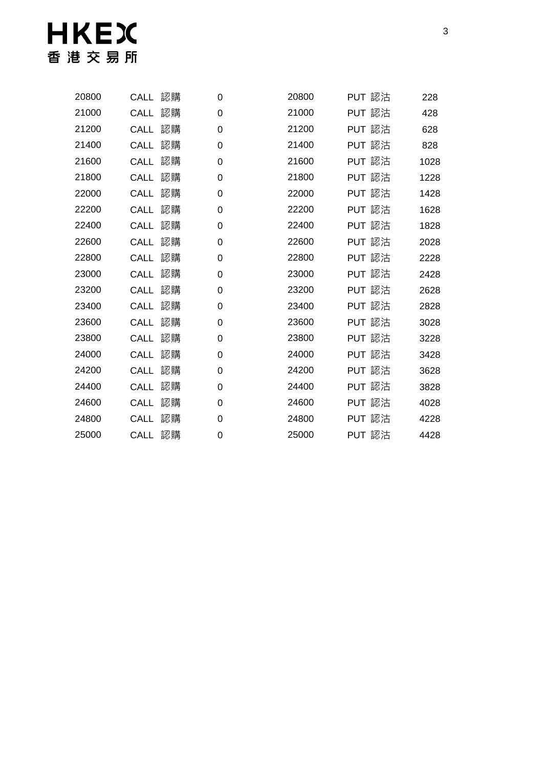| | | | | | |
|---|---|---|---|---|---|
| 20800 | CALL 認購 | 0 | 20800 | PUT 認沽 | 228 |
| 21000 | CALL 認購 | 0 | 21000 | PUT 認沽 | 428 |
| 21200 | CALL 認購 | 0 | 21200 | PUT 認沽 | 628 |
| 21400 | CALL 認購 | 0 | 21400 | PUT 認沽 | 828 |
| 21600 | CALL 認購 | 0 | 21600 | PUT 認沽 | 1028 |
| 21800 | CALL 認購 | 0 | 21800 | PUT 認沽 | 1228 |
| 22000 | CALL 認購 | 0 | 22000 | PUT 認沽 | 1428 |
| 22200 | CALL 認購 | 0 | 22200 | PUT 認沽 | 1628 |
| 22400 | CALL 認購 | 0 | 22400 | PUT 認沽 | 1828 |
| 22600 | CALL 認購 | 0 | 22600 | PUT 認沽 | 2028 |
| 22800 | CALL 認購 | 0 | 22800 | PUT 認沽 | 2228 |
| 23000 | CALL 認購 | 0 | 23000 | PUT 認沽 | 2428 |
| 23200 | CALL 認購 | 0 | 23200 | PUT 認沽 | 2628 |
| 23400 | CALL 認購 | 0 | 23400 | PUT 認沽 | 2828 |
| 23600 | CALL 認購 | 0 | 23600 | PUT 認沽 | 3028 |
| 23800 | CALL 認購 | 0 | 23800 | PUT 認沽 | 3228 |
| 24000 | CALL 認購 | 0 | 24000 | PUT 認沽 | 3428 |
| 24200 | CALL 認購 | 0 | 24200 | PUT 認沽 | 3628 |
| 24400 | CALL 認購 | 0 | 24400 | PUT 認沽 | 3828 |
| 24600 | CALL 認購 | 0 | 24600 | PUT 認沽 | 4028 |
| 24800 | CALL 認購 | 0 | 24800 | PUT 認沽 | 4228 |
| 25000 | CALL 認購 | 0 | 25000 | PUT 認沽 | 4428 |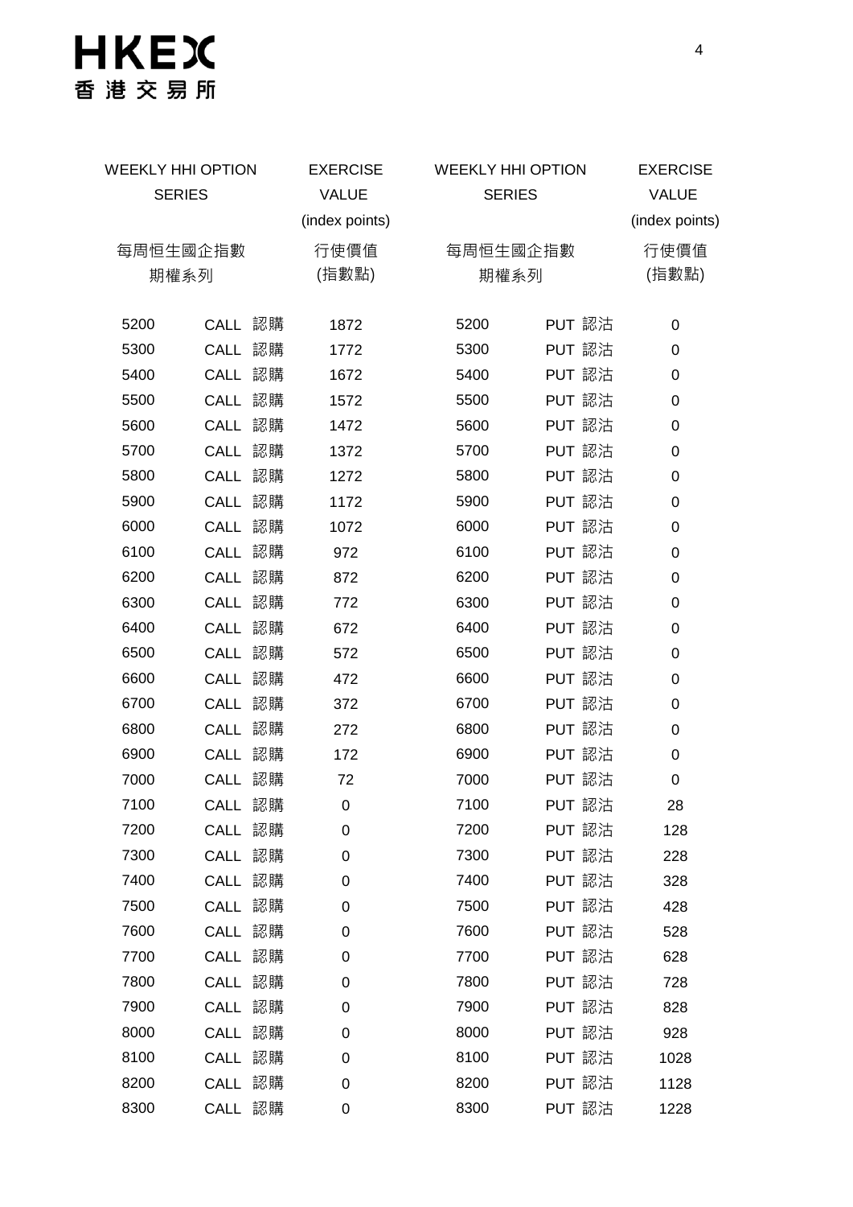| WEEKLY HHI OPTION SERIES 每周恒生國企指數期權系列 | | EXERCISE VALUE (index points) 行使價值 (指數點) | WEEKLY HHI OPTION SERIES 每周恒生國企指數期權系列 | | EXERCISE VALUE (index points) 行使價值 (指數點) |
|---|---|---|---|---|---|
| 5200 | CALL 認購 | 1872 | 5200 | PUT 認沽 | 0 |
| 5300 | CALL 認購 | 1772 | 5300 | PUT 認沽 | 0 |
| 5400 | CALL 認購 | 1672 | 5400 | PUT 認沽 | 0 |
| 5500 | CALL 認購 | 1572 | 5500 | PUT 認沽 | 0 |
| 5600 | CALL 認購 | 1472 | 5600 | PUT 認沽 | 0 |
| 5700 | CALL 認購 | 1372 | 5700 | PUT 認沽 | 0 |
| 5800 | CALL 認購 | 1272 | 5800 | PUT 認沽 | 0 |
| 5900 | CALL 認購 | 1172 | 5900 | PUT 認沽 | 0 |
| 6000 | CALL 認購 | 1072 | 6000 | PUT 認沽 | 0 |
| 6100 | CALL 認購 | 972 | 6100 | PUT 認沽 | 0 |
| 6200 | CALL 認購 | 872 | 6200 | PUT 認沽 | 0 |
| 6300 | CALL 認購 | 772 | 6300 | PUT 認沽 | 0 |
| 6400 | CALL 認購 | 672 | 6400 | PUT 認沽 | 0 |
| 6500 | CALL 認購 | 572 | 6500 | PUT 認沽 | 0 |
| 6600 | CALL 認購 | 472 | 6600 | PUT 認沽 | 0 |
| 6700 | CALL 認購 | 372 | 6700 | PUT 認沽 | 0 |
| 6800 | CALL 認購 | 272 | 6800 | PUT 認沽 | 0 |
| 6900 | CALL 認購 | 172 | 6900 | PUT 認沽 | 0 |
| 7000 | CALL 認購 | 72 | 7000 | PUT 認沽 | 0 |
| 7100 | CALL 認購 | 0 | 7100 | PUT 認沽 | 28 |
| 7200 | CALL 認購 | 0 | 7200 | PUT 認沽 | 128 |
| 7300 | CALL 認購 | 0 | 7300 | PUT 認沽 | 228 |
| 7400 | CALL 認購 | 0 | 7400 | PUT 認沽 | 328 |
| 7500 | CALL 認購 | 0 | 7500 | PUT 認沽 | 428 |
| 7600 | CALL 認購 | 0 | 7600 | PUT 認沽 | 528 |
| 7700 | CALL 認購 | 0 | 7700 | PUT 認沽 | 628 |
| 7800 | CALL 認購 | 0 | 7800 | PUT 認沽 | 728 |
| 7900 | CALL 認購 | 0 | 7900 | PUT 認沽 | 828 |
| 8000 | CALL 認購 | 0 | 8000 | PUT 認沽 | 928 |
| 8100 | CALL 認購 | 0 | 8100 | PUT 認沽 | 1028 |
| 8200 | CALL 認購 | 0 | 8200 | PUT 認沽 | 1128 |
| 8300 | CALL 認購 | 0 | 8300 | PUT 認沽 | 1228 |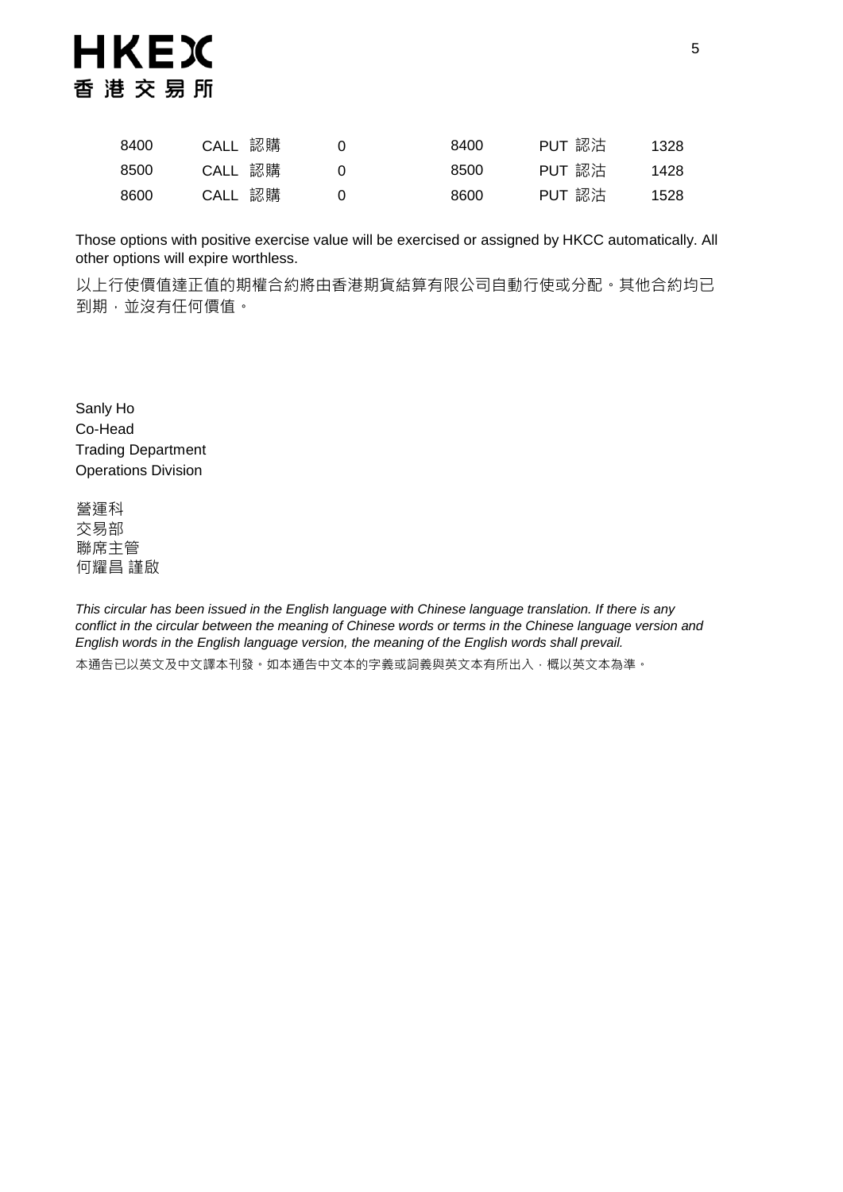| | | | | | |
|---|---|---|---|---|---|
| 8400 | CALL 認購 | 0 | 8400 | PUT 認沽 | 1328 |
| 8500 | CALL 認購 | 0 | 8500 | PUT 認沽 | 1428 |
| 8600 | CALL 認購 | 0 | 8600 | PUT 認沽 | 1528 |

Those options with positive exercise value will be exercised or assigned by HKCC automatically. All other options will expire worthless.

以上行使價值達正值的期權合約將由香港期貨結算有限公司自動行使或分配。其他合約均已到期，並沒有任何價值。

Sanly Ho
Co-Head
Trading Department
Operations Division

營運科
交易部
聯席主管
何耀昌 謹啟

*This circular has been issued in the English language with Chinese language translation. If there is any conflict in the circular between the meaning of Chinese words or terms in the Chinese language version and English words in the English language version, the meaning of the English words shall prevail.*

本通告已以英文及中文譯本刊發。如本通告中文本的字義或詞義與英文本有所出入，概以英文本為準。